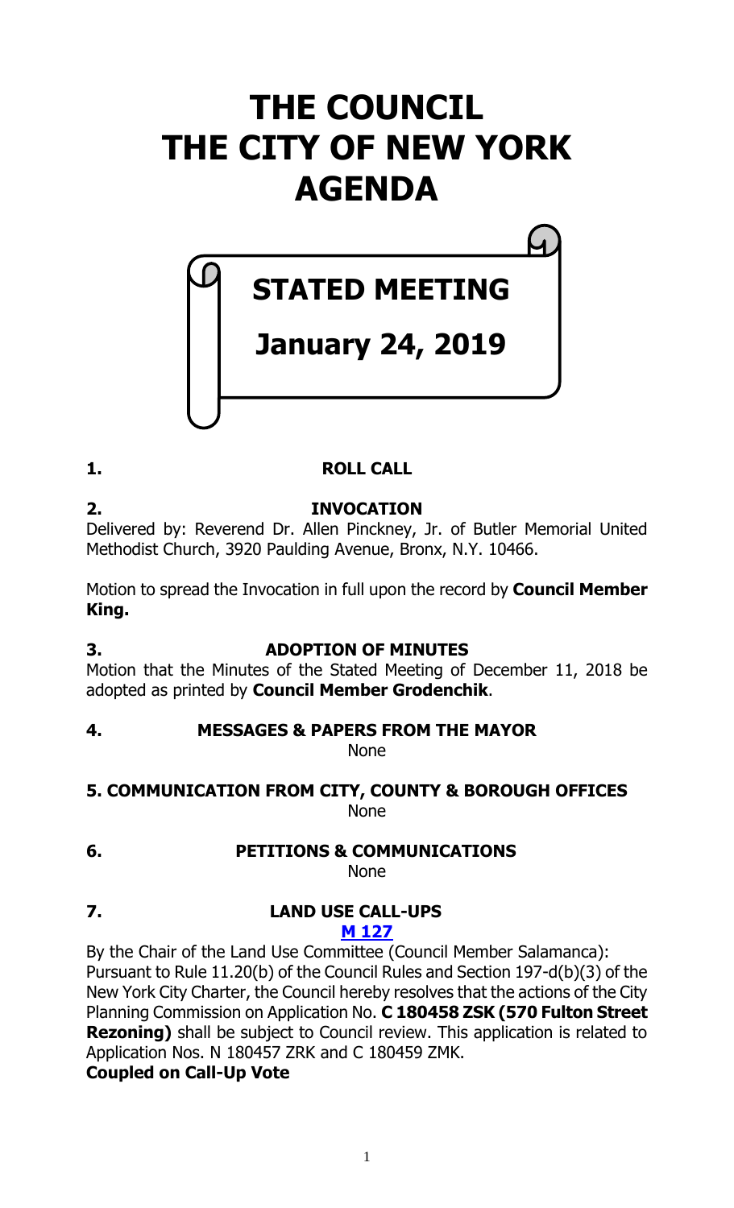# THE COUNCIL
# THE CITY OF NEW YORK
# AGENDA

## STATED MEETING

## January 24, 2019

### 1. ROLL CALL

### 2. INVOCATION

Delivered by: Reverend Dr. Allen Pinckney, Jr. of Butler Memorial United Methodist Church, 3920 Paulding Avenue, Bronx, N.Y. 10466.

Motion to spread the Invocation in full upon the record by **Council Member King.**

### 3. ADOPTION OF MINUTES

Motion that the Minutes of the Stated Meeting of December 11, 2018 be adopted as printed by **Council Member Grodenchik**.

### 4. MESSAGES & PAPERS FROM THE MAYOR

None

### 5. COMMUNICATION FROM CITY, COUNTY & BOROUGH OFFICES

None

### 6. PETITIONS & COMMUNICATIONS

None

### 7. LAND USE CALL-UPS

**M 127**

By the Chair of the Land Use Committee (Council Member Salamanca): Pursuant to Rule 11.20(b) of the Council Rules and Section 197-d(b)(3) of the New York City Charter, the Council hereby resolves that the actions of the City Planning Commission on Application No. **C 180458 ZSK (570 Fulton Street Rezoning)** shall be subject to Council review. This application is related to Application Nos. N 180457 ZRK and C 180459 ZMK.

**Coupled on Call-Up Vote**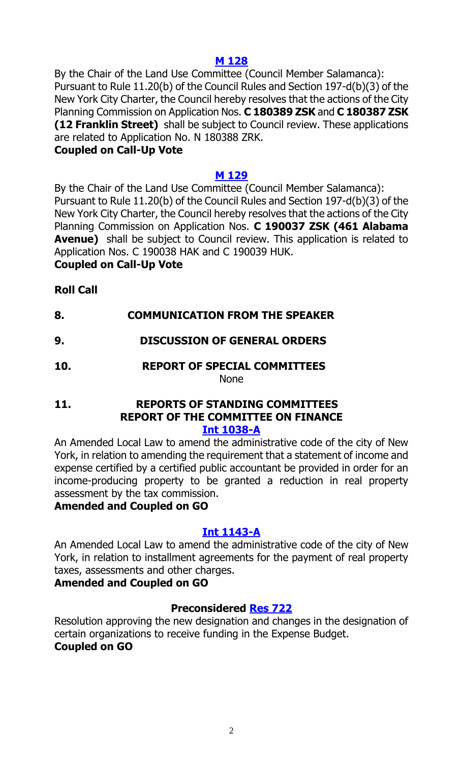**M 128**

By the Chair of the Land Use Committee (Council Member Salamanca): Pursuant to Rule 11.20(b) of the Council Rules and Section 197-d(b)(3) of the New York City Charter, the Council hereby resolves that the actions of the City Planning Commission on Application Nos. **C 180389 ZSK** and **C 180387 ZSK (12 Franklin Street)** shall be subject to Council review. These applications are related to Application No. N 180388 ZRK.

**Coupled on Call-Up Vote**

**M 129**

By the Chair of the Land Use Committee (Council Member Salamanca): Pursuant to Rule 11.20(b) of the Council Rules and Section 197-d(b)(3) of the New York City Charter, the Council hereby resolves that the actions of the City Planning Commission on Application Nos. **C 190037 ZSK (461 Alabama Avenue)** shall be subject to Council review. This application is related to Application Nos. C 190038 HAK and C 190039 HUK.

**Coupled on Call-Up Vote**

**Roll Call**

**8. COMMUNICATION FROM THE SPEAKER**

**9. DISCUSSION OF GENERAL ORDERS**

**10. REPORT OF SPECIAL COMMITTEES**

None

**11. REPORTS OF STANDING COMMITTEES**

**REPORT OF THE COMMITTEE ON FINANCE**

**Int 1038-A**

An Amended Local Law to amend the administrative code of the city of New York, in relation to amending the requirement that a statement of income and expense certified by a certified public accountant be provided in order for an income-producing property to be granted a reduction in real property assessment by the tax commission.

**Amended and Coupled on GO**

**Int 1143-A**

An Amended Local Law to amend the administrative code of the city of New York, in relation to installment agreements for the payment of real property taxes, assessments and other charges.

**Amended and Coupled on GO**

**Preconsidered Res 722**

Resolution approving the new designation and changes in the designation of certain organizations to receive funding in the Expense Budget.

**Coupled on GO**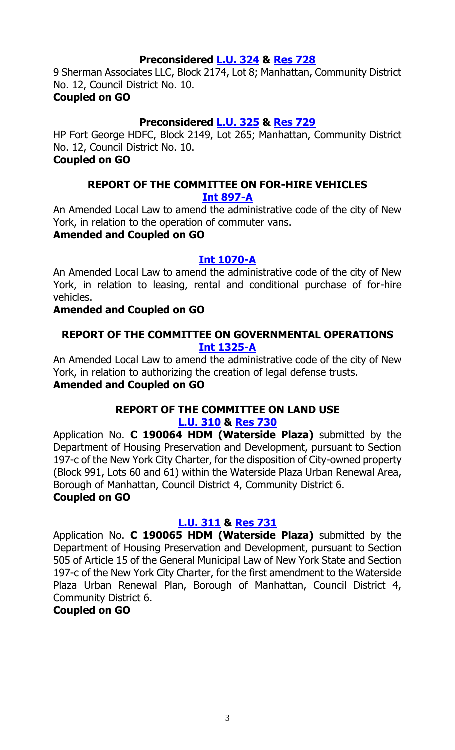**Preconsidered L.U. 324 & Res 728**

9 Sherman Associates LLC, Block 2174, Lot 8; Manhattan, Community District No. 12, Council District No. 10.

**Coupled on GO**

**Preconsidered L.U. 325 & Res 729**

HP Fort George HDFC, Block 2149, Lot 265; Manhattan, Community District No. 12, Council District No. 10.

**Coupled on GO**

## REPORT OF THE COMMITTEE ON FOR-HIRE VEHICLES

**Int 897-A**

An Amended Local Law to amend the administrative code of the city of New York, in relation to the operation of commuter vans.

**Amended and Coupled on GO**

**Int 1070-A**

An Amended Local Law to amend the administrative code of the city of New York, in relation to leasing, rental and conditional purchase of for-hire vehicles.

**Amended and Coupled on GO**

## REPORT OF THE COMMITTEE ON GOVERNMENTAL OPERATIONS

**Int 1325-A**

An Amended Local Law to amend the administrative code of the city of New York, in relation to authorizing the creation of legal defense trusts.

**Amended and Coupled on GO**

## REPORT OF THE COMMITTEE ON LAND USE

**L.U. 310 & Res 730**

Application No. **C 190064 HDM (Waterside Plaza)** submitted by the Department of Housing Preservation and Development, pursuant to Section 197-c of the New York City Charter, for the disposition of City-owned property (Block 991, Lots 60 and 61) within the Waterside Plaza Urban Renewal Area, Borough of Manhattan, Council District 4, Community District 6.

**Coupled on GO**

**L.U. 311 & Res 731**

Application No. **C 190065 HDM (Waterside Plaza)** submitted by the Department of Housing Preservation and Development, pursuant to Section 505 of Article 15 of the General Municipal Law of New York State and Section 197-c of the New York City Charter, for the first amendment to the Waterside Plaza Urban Renewal Plan, Borough of Manhattan, Council District 4, Community District 6.

**Coupled on GO**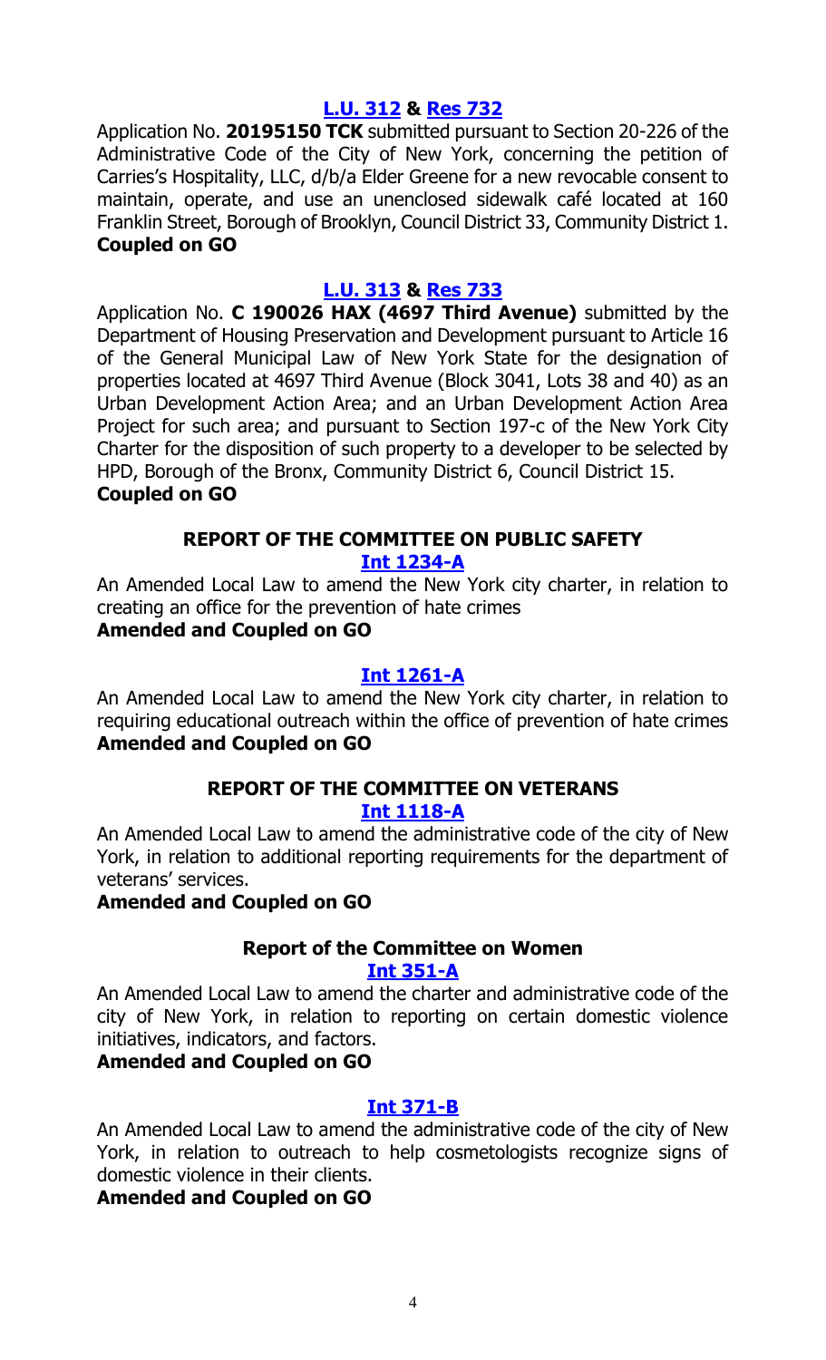### [L.U. 312](#) & [Res 732](#)

Application No. **20195150 TCK** submitted pursuant to Section 20-226 of the Administrative Code of the City of New York, concerning the petition of Carries's Hospitality, LLC, d/b/a Elder Greene for a new revocable consent to maintain, operate, and use an unenclosed sidewalk café located at 160 Franklin Street, Borough of Brooklyn, Council District 33, Community District 1.
**Coupled on GO**

### [L.U. 313](#) & [Res 733](#)

Application No. **C 190026 HAX (4697 Third Avenue)** submitted by the Department of Housing Preservation and Development pursuant to Article 16 of the General Municipal Law of New York State for the designation of properties located at 4697 Third Avenue (Block 3041, Lots 38 and 40) as an Urban Development Action Area; and an Urban Development Action Area Project for such area; and pursuant to Section 197-c of the New York City Charter for the disposition of such property to a developer to be selected by HPD, Borough of the Bronx, Community District 6, Council District 15.
**Coupled on GO**

## REPORT OF THE COMMITTEE ON PUBLIC SAFETY

### [Int 1234-A](#)

An Amended Local Law to amend the New York city charter, in relation to creating an office for the prevention of hate crimes
**Amended and Coupled on GO**

### [Int 1261-A](#)

An Amended Local Law to amend the New York city charter, in relation to requiring educational outreach within the office of prevention of hate crimes
**Amended and Coupled on GO**

## REPORT OF THE COMMITTEE ON VETERANS

### [Int 1118-A](#)

An Amended Local Law to amend the administrative code of the city of New York, in relation to additional reporting requirements for the department of veterans' services.
**Amended and Coupled on GO**

## Report of the Committee on Women

### [Int 351-A](#)

An Amended Local Law to amend the charter and administrative code of the city of New York, in relation to reporting on certain domestic violence initiatives, indicators, and factors.
**Amended and Coupled on GO**

### [Int 371-B](#)

An Amended Local Law to amend the administrative code of the city of New York, in relation to outreach to help cosmetologists recognize signs of domestic violence in their clients.
**Amended and Coupled on GO**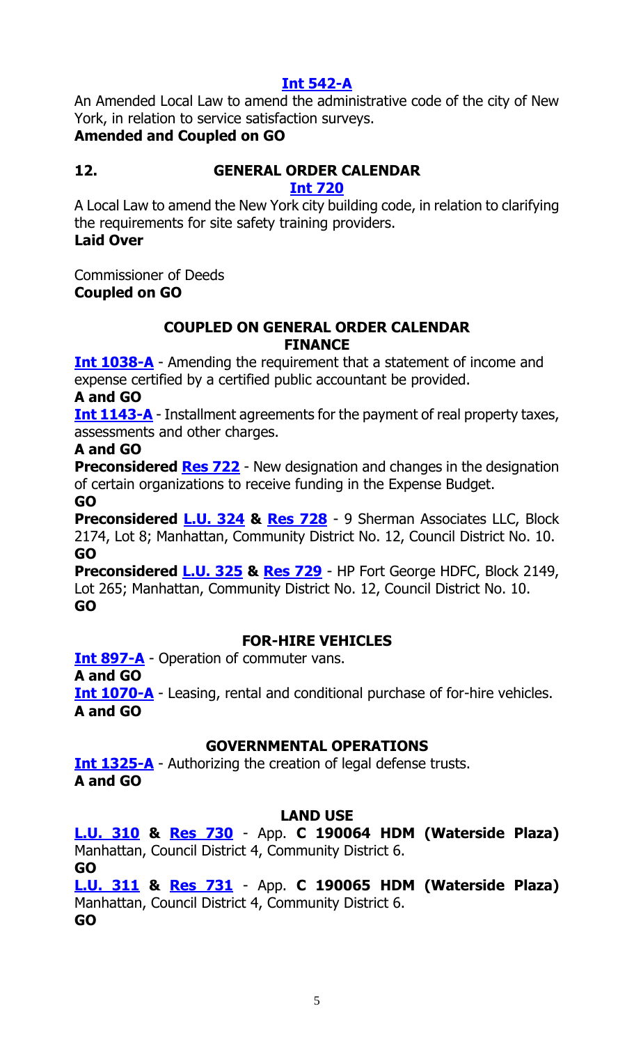**[Int 542-A](#)**

An Amended Local Law to amend the administrative code of the city of New York, in relation to service satisfaction surveys.

**Amended and Coupled on GO**

**12. GENERAL ORDER CALENDAR**

**[Int 720](#)**

A Local Law to amend the New York city building code, in relation to clarifying the requirements for site safety training providers.

**Laid Over**

Commissioner of Deeds

**Coupled on GO**

**COUPLED ON GENERAL ORDER CALENDAR**

**FINANCE**

**[Int 1038-A](#)** - Amending the requirement that a statement of income and expense certified by a certified public accountant be provided.

**A and GO**

**[Int 1143-A](#)** - Installment agreements for the payment of real property taxes, assessments and other charges.

**A and GO**

**Preconsidered [Res 722](#)** - New designation and changes in the designation of certain organizations to receive funding in the Expense Budget.

**GO**

**Preconsidered [L.U. 324](#) & [Res 728](#)** - 9 Sherman Associates LLC, Block 2174, Lot 8; Manhattan, Community District No. 12, Council District No. 10.

**GO**

**Preconsidered [L.U. 325](#) & [Res 729](#)** - HP Fort George HDFC, Block 2149, Lot 265; Manhattan, Community District No. 12, Council District No. 10.

**GO**

**FOR-HIRE VEHICLES**

**[Int 897-A](#)** - Operation of commuter vans.

**A and GO**

**[Int 1070-A](#)** - Leasing, rental and conditional purchase of for-hire vehicles.

**A and GO**

**GOVERNMENTAL OPERATIONS**

**[Int 1325-A](#)** - Authorizing the creation of legal defense trusts.

**A and GO**

**LAND USE**

**[L.U. 310](#) & [Res 730](#)** - App. **C 190064 HDM (Waterside Plaza)** Manhattan, Council District 4, Community District 6.

**GO**

**[L.U. 311](#) & [Res 731](#)** - App. **C 190065 HDM (Waterside Plaza)** Manhattan, Council District 4, Community District 6.

**GO**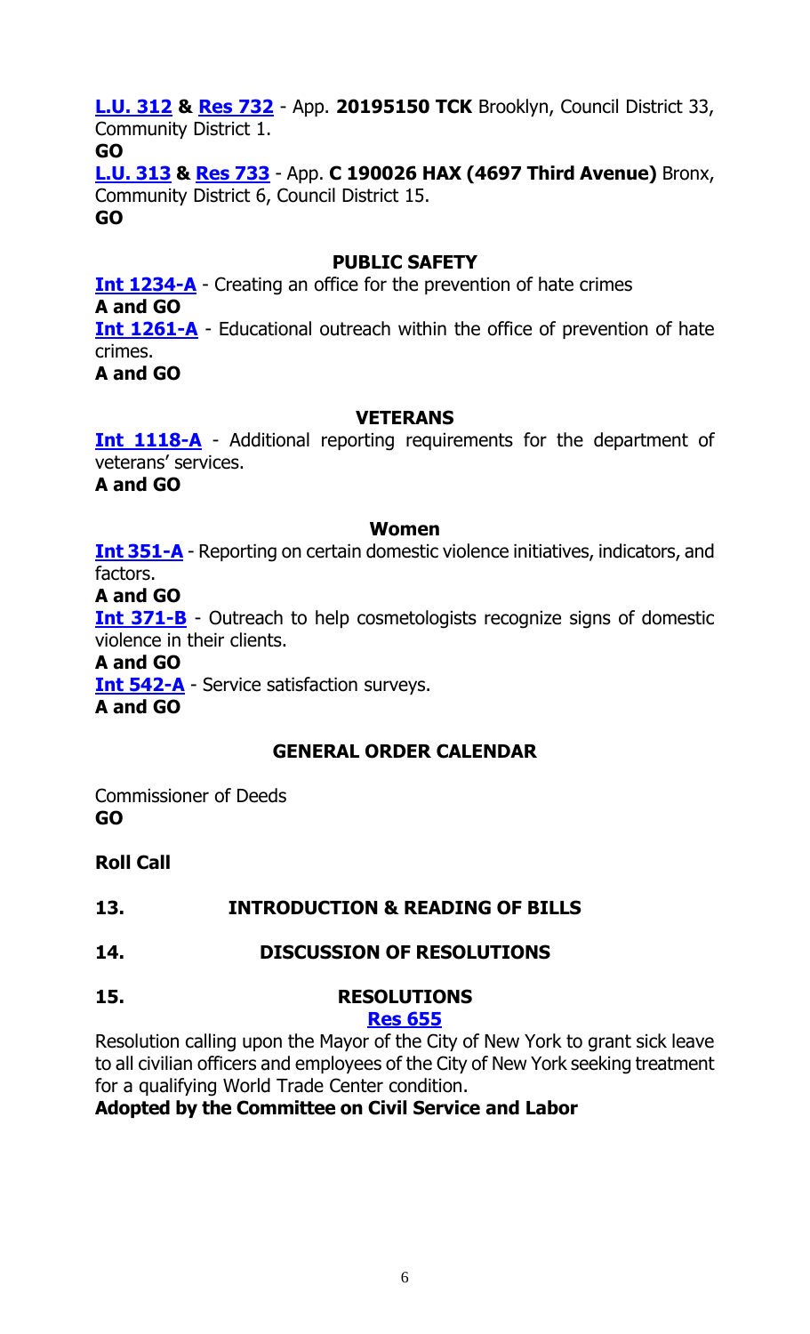**L.U. 312** **&** **Res 732** - App. **20195150 TCK** Brooklyn, Council District 33, Community District 1.
**GO**
**L.U. 313** **&** **Res 733** - App. **C 190026 HAX (4697 Third Avenue)** Bronx, Community District 6, Council District 15.
**GO**

**PUBLIC SAFETY**

**Int 1234-A** - Creating an office for the prevention of hate crimes
**A and GO**
**Int 1261-A** - Educational outreach within the office of prevention of hate crimes.
**A and GO**

**VETERANS**

**Int 1118-A** - Additional reporting requirements for the department of veterans' services.
**A and GO**

**Women**

**Int 351-A** - Reporting on certain domestic violence initiatives, indicators, and factors.
**A and GO**
**Int 371-B** - Outreach to help cosmetologists recognize signs of domestic violence in their clients.
**A and GO**
**Int 542-A** - Service satisfaction surveys.
**A and GO**

**GENERAL ORDER CALENDAR**

Commissioner of Deeds
**GO**

**Roll Call**

**13. INTRODUCTION & READING OF BILLS**

**14. DISCUSSION OF RESOLUTIONS**

**15. RESOLUTIONS**

**Res 655**

Resolution calling upon the Mayor of the City of New York to grant sick leave to all civilian officers and employees of the City of New York seeking treatment for a qualifying World Trade Center condition.
**Adopted by the Committee on Civil Service and Labor**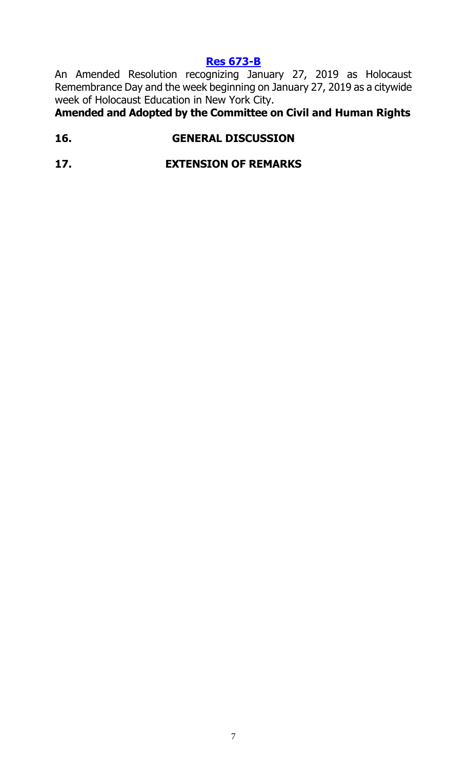**Res 673-B**

An Amended Resolution recognizing January 27, 2019 as Holocaust Remembrance Day and the week beginning on January 27, 2019 as a citywide week of Holocaust Education in New York City.

**Amended and Adopted by the Committee on Civil and Human Rights**

**16. GENERAL DISCUSSION**

**17. EXTENSION OF REMARKS**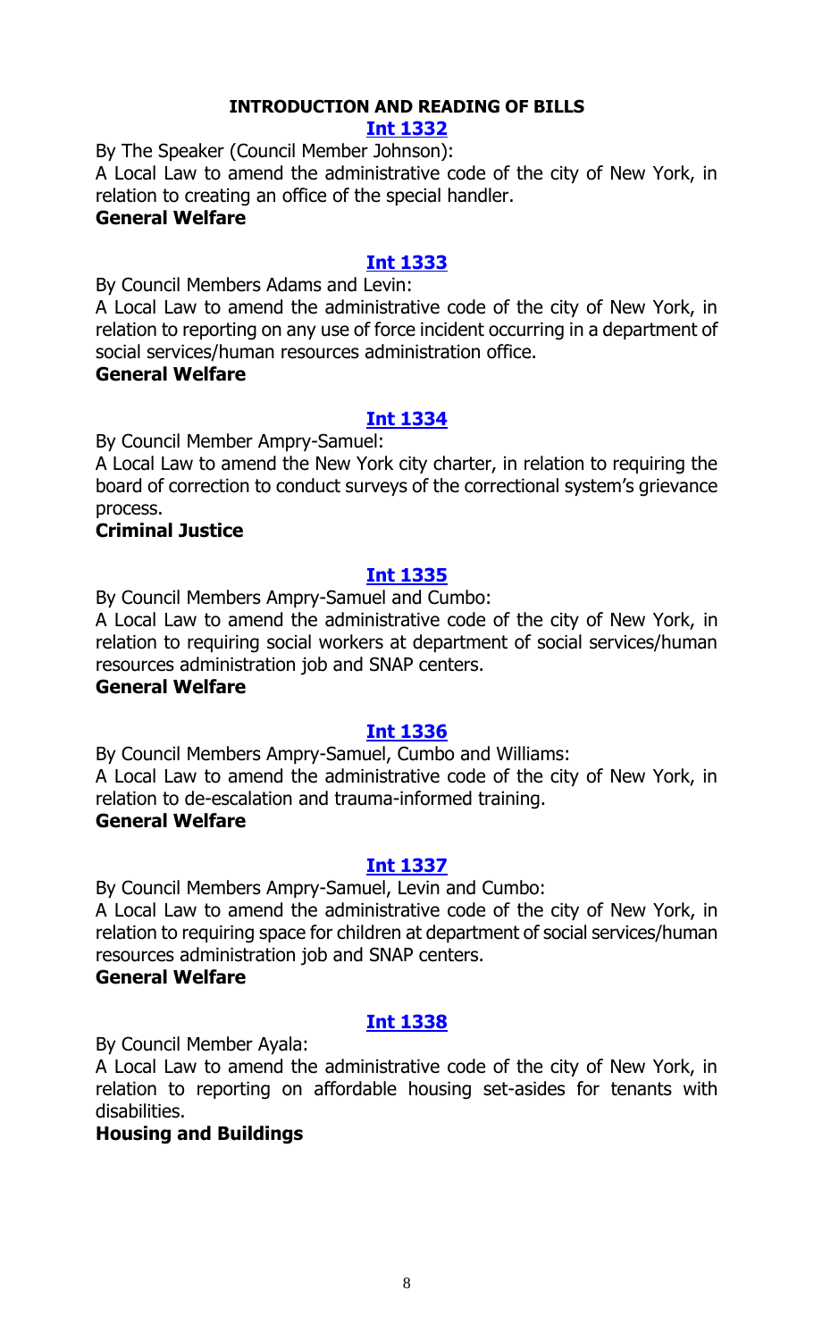## INTRODUCTION AND READING OF BILLS

### Int 1332

By The Speaker (Council Member Johnson):

A Local Law to amend the administrative code of the city of New York, in relation to creating an office of the special handler.

**General Welfare**

### Int 1333

By Council Members Adams and Levin:

A Local Law to amend the administrative code of the city of New York, in relation to reporting on any use of force incident occurring in a department of social services/human resources administration office.

**General Welfare**

### Int 1334

By Council Member Ampry-Samuel:

A Local Law to amend the New York city charter, in relation to requiring the board of correction to conduct surveys of the correctional system's grievance process.

**Criminal Justice**

### Int 1335

By Council Members Ampry-Samuel and Cumbo:

A Local Law to amend the administrative code of the city of New York, in relation to requiring social workers at department of social services/human resources administration job and SNAP centers.

**General Welfare**

### Int 1336

By Council Members Ampry-Samuel, Cumbo and Williams:

A Local Law to amend the administrative code of the city of New York, in relation to de-escalation and trauma-informed training.

**General Welfare**

### Int 1337

By Council Members Ampry-Samuel, Levin and Cumbo:

A Local Law to amend the administrative code of the city of New York, in relation to requiring space for children at department of social services/human resources administration job and SNAP centers.

**General Welfare**

### Int 1338

By Council Member Ayala:

A Local Law to amend the administrative code of the city of New York, in relation to reporting on affordable housing set-asides for tenants with disabilities.

**Housing and Buildings**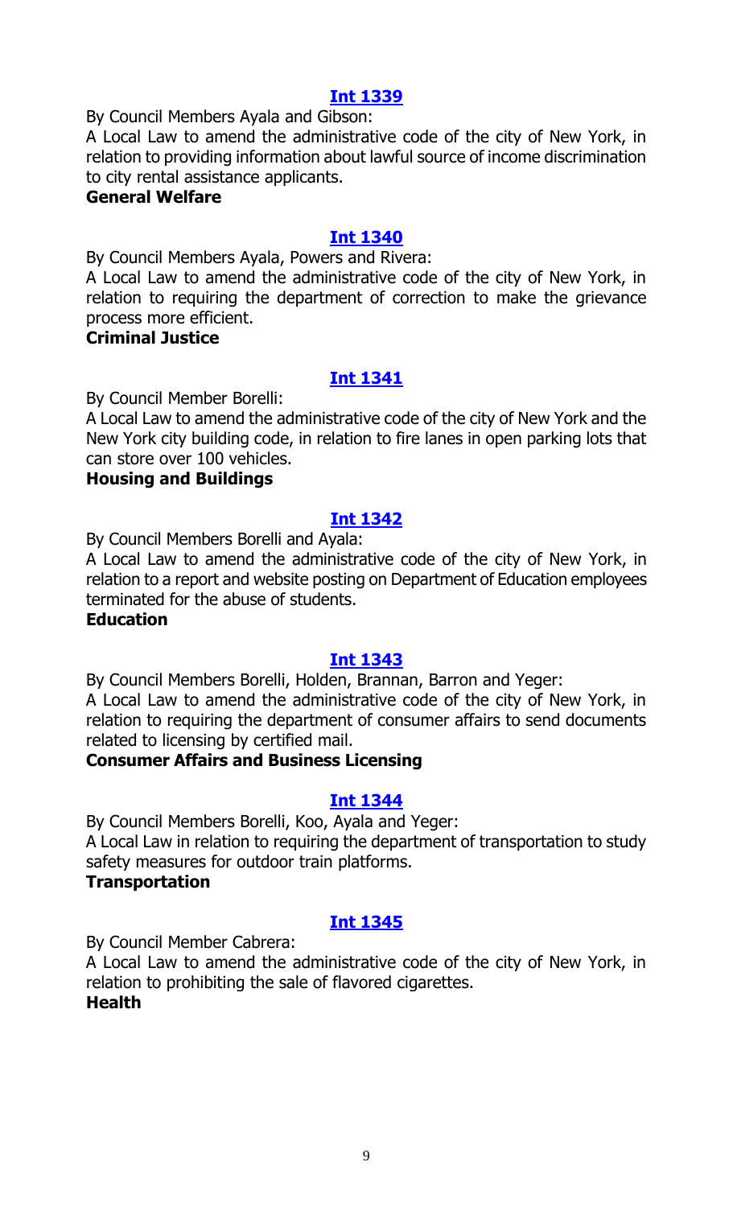### Int 1339

By Council Members Ayala and Gibson:

A Local Law to amend the administrative code of the city of New York, in relation to providing information about lawful source of income discrimination to city rental assistance applicants.

**General Welfare**

### Int 1340

By Council Members Ayala, Powers and Rivera:

A Local Law to amend the administrative code of the city of New York, in relation to requiring the department of correction to make the grievance process more efficient.

**Criminal Justice**

### Int 1341

By Council Member Borelli:

A Local Law to amend the administrative code of the city of New York and the New York city building code, in relation to fire lanes in open parking lots that can store over 100 vehicles.

**Housing and Buildings**

### Int 1342

By Council Members Borelli and Ayala:

A Local Law to amend the administrative code of the city of New York, in relation to a report and website posting on Department of Education employees terminated for the abuse of students.

**Education**

### Int 1343

By Council Members Borelli, Holden, Brannan, Barron and Yeger:

A Local Law to amend the administrative code of the city of New York, in relation to requiring the department of consumer affairs to send documents related to licensing by certified mail.

**Consumer Affairs and Business Licensing**

### Int 1344

By Council Members Borelli, Koo, Ayala and Yeger:

A Local Law in relation to requiring the department of transportation to study safety measures for outdoor train platforms.

**Transportation**

### Int 1345

By Council Member Cabrera:

A Local Law to amend the administrative code of the city of New York, in relation to prohibiting the sale of flavored cigarettes.

**Health**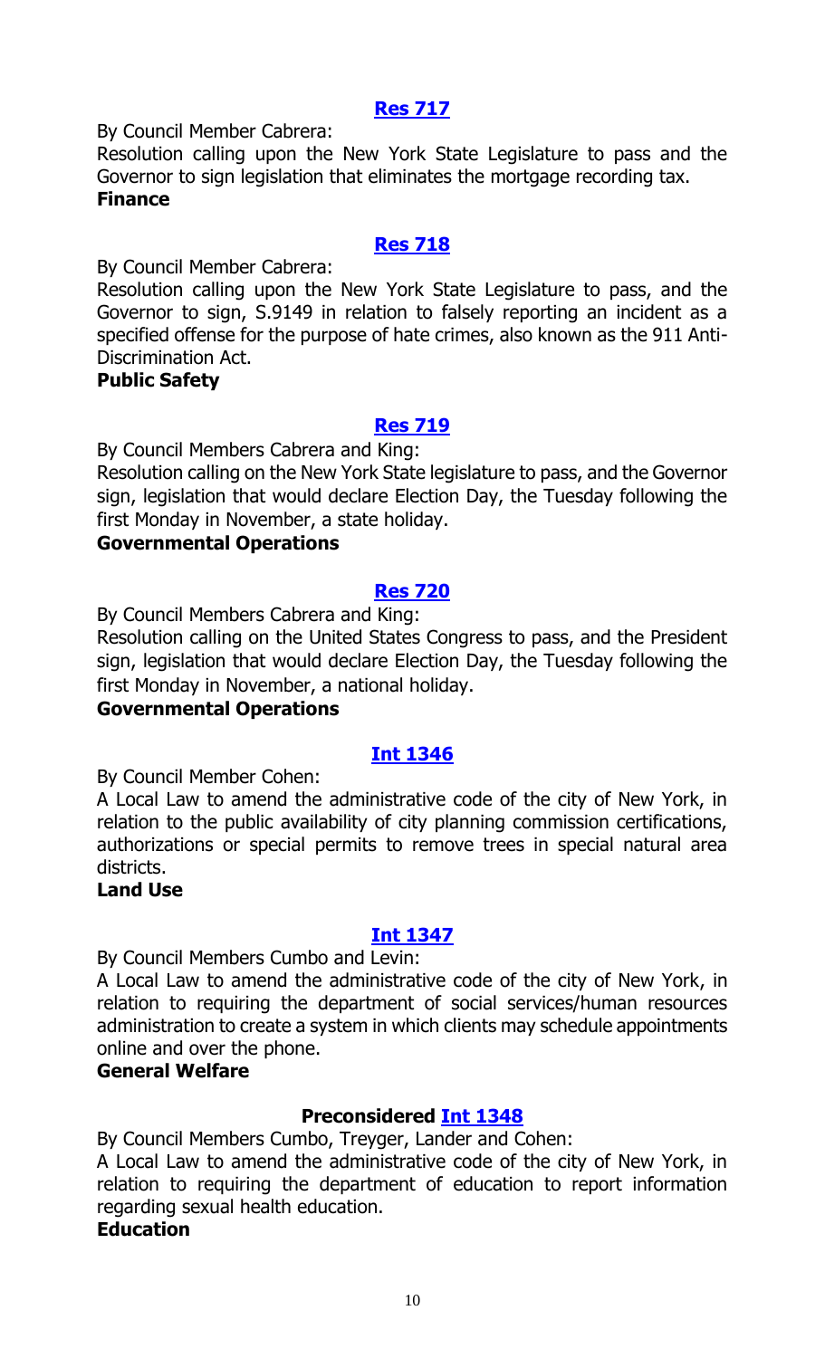### [Res 717]

By Council Member Cabrera:

Resolution calling upon the New York State Legislature to pass and the Governor to sign legislation that eliminates the mortgage recording tax.

**Finance**

### [Res 718]

By Council Member Cabrera:

Resolution calling upon the New York State Legislature to pass, and the Governor to sign, S.9149 in relation to falsely reporting an incident as a specified offense for the purpose of hate crimes, also known as the 911 Anti-Discrimination Act.

**Public Safety**

### [Res 719]

By Council Members Cabrera and King:

Resolution calling on the New York State legislature to pass, and the Governor sign, legislation that would declare Election Day, the Tuesday following the first Monday in November, a state holiday.

**Governmental Operations**

### [Res 720]

By Council Members Cabrera and King:

Resolution calling on the United States Congress to pass, and the President sign, legislation that would declare Election Day, the Tuesday following the first Monday in November, a national holiday.

**Governmental Operations**

### [Int 1346]

By Council Member Cohen:

A Local Law to amend the administrative code of the city of New York, in relation to the public availability of city planning commission certifications, authorizations or special permits to remove trees in special natural area districts.

**Land Use**

### [Int 1347]

By Council Members Cumbo and Levin:

A Local Law to amend the administrative code of the city of New York, in relation to requiring the department of social services/human resources administration to create a system in which clients may schedule appointments online and over the phone.

**General Welfare**

### Preconsidered [Int 1348]

By Council Members Cumbo, Treyger, Lander and Cohen:

A Local Law to amend the administrative code of the city of New York, in relation to requiring the department of education to report information regarding sexual health education.

**Education**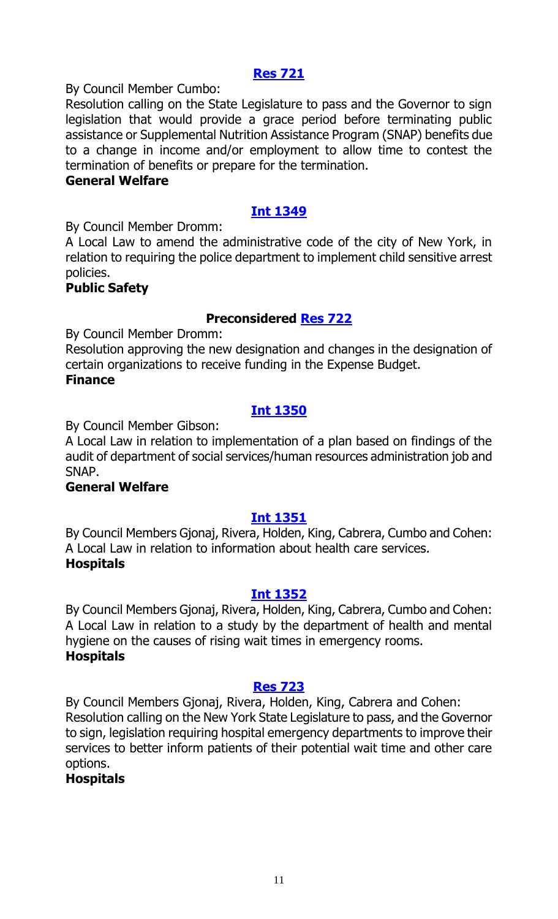**Res 721**

By Council Member Cumbo:

Resolution calling on the State Legislature to pass and the Governor to sign legislation that would provide a grace period before terminating public assistance or Supplemental Nutrition Assistance Program (SNAP) benefits due to a change in income and/or employment to allow time to contest the termination of benefits or prepare for the termination.

**General Welfare**

**Int 1349**

By Council Member Dromm:

A Local Law to amend the administrative code of the city of New York, in relation to requiring the police department to implement child sensitive arrest policies.

**Public Safety**

**Preconsidered Res 722**

By Council Member Dromm:

Resolution approving the new designation and changes in the designation of certain organizations to receive funding in the Expense Budget.

**Finance**

**Int 1350**

By Council Member Gibson:

A Local Law in relation to implementation of a plan based on findings of the audit of department of social services/human resources administration job and SNAP.

**General Welfare**

**Int 1351**

By Council Members Gjonaj, Rivera, Holden, King, Cabrera, Cumbo and Cohen:

A Local Law in relation to information about health care services.

**Hospitals**

**Int 1352**

By Council Members Gjonaj, Rivera, Holden, King, Cabrera, Cumbo and Cohen:

A Local Law in relation to a study by the department of health and mental hygiene on the causes of rising wait times in emergency rooms.

**Hospitals**

**Res 723**

By Council Members Gjonaj, Rivera, Holden, King, Cabrera and Cohen:

Resolution calling on the New York State Legislature to pass, and the Governor to sign, legislation requiring hospital emergency departments to improve their services to better inform patients of their potential wait time and other care options.

**Hospitals**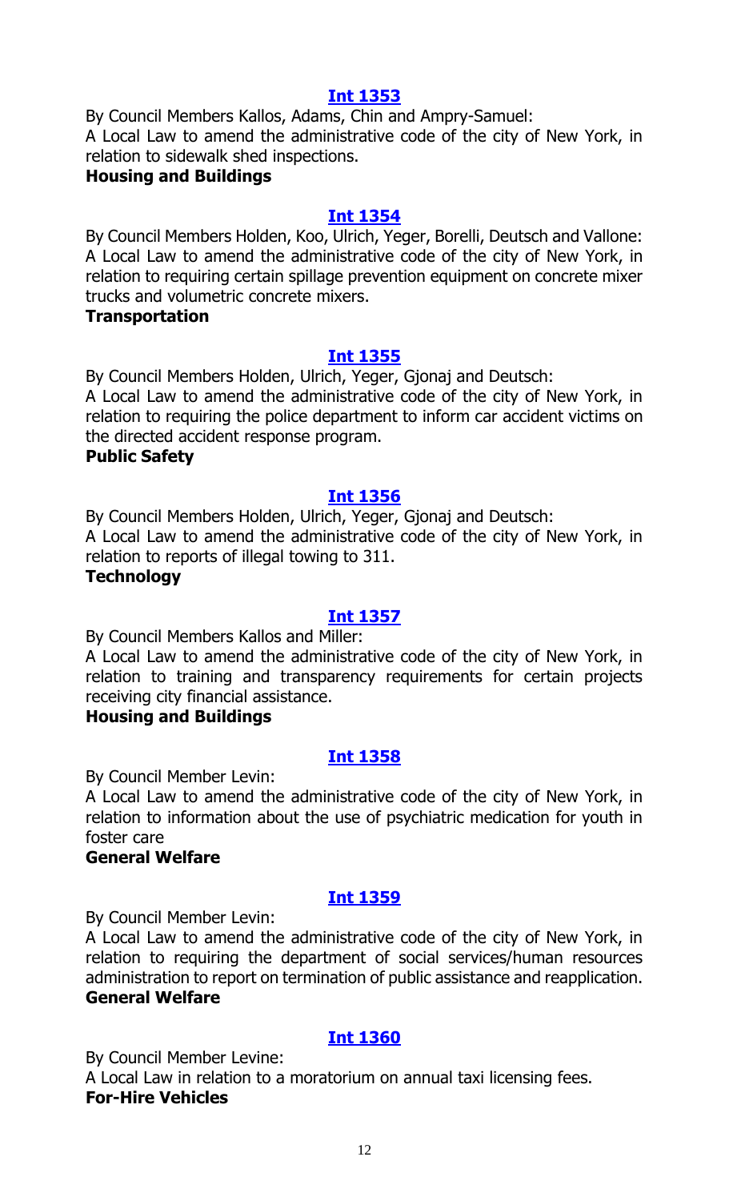**[Int 1353](#)**

By Council Members Kallos, Adams, Chin and Ampry-Samuel:
A Local Law to amend the administrative code of the city of New York, in relation to sidewalk shed inspections.
**Housing and Buildings**

**[Int 1354](#)**

By Council Members Holden, Koo, Ulrich, Yeger, Borelli, Deutsch and Vallone:
A Local Law to amend the administrative code of the city of New York, in relation to requiring certain spillage prevention equipment on concrete mixer trucks and volumetric concrete mixers.
**Transportation**

**[Int 1355](#)**

By Council Members Holden, Ulrich, Yeger, Gjonaj and Deutsch:
A Local Law to amend the administrative code of the city of New York, in relation to requiring the police department to inform car accident victims on the directed accident response program.
**Public Safety**

**[Int 1356](#)**

By Council Members Holden, Ulrich, Yeger, Gjonaj and Deutsch:
A Local Law to amend the administrative code of the city of New York, in relation to reports of illegal towing to 311.
**Technology**

**[Int 1357](#)**

By Council Members Kallos and Miller:
A Local Law to amend the administrative code of the city of New York, in relation to training and transparency requirements for certain projects receiving city financial assistance.
**Housing and Buildings**

**[Int 1358](#)**

By Council Member Levin:
A Local Law to amend the administrative code of the city of New York, in relation to information about the use of psychiatric medication for youth in foster care
**General Welfare**

**[Int 1359](#)**

By Council Member Levin:
A Local Law to amend the administrative code of the city of New York, in relation to requiring the department of social services/human resources administration to report on termination of public assistance and reapplication.
**General Welfare**

**[Int 1360](#)**

By Council Member Levine:
A Local Law in relation to a moratorium on annual taxi licensing fees.
**For-Hire Vehicles**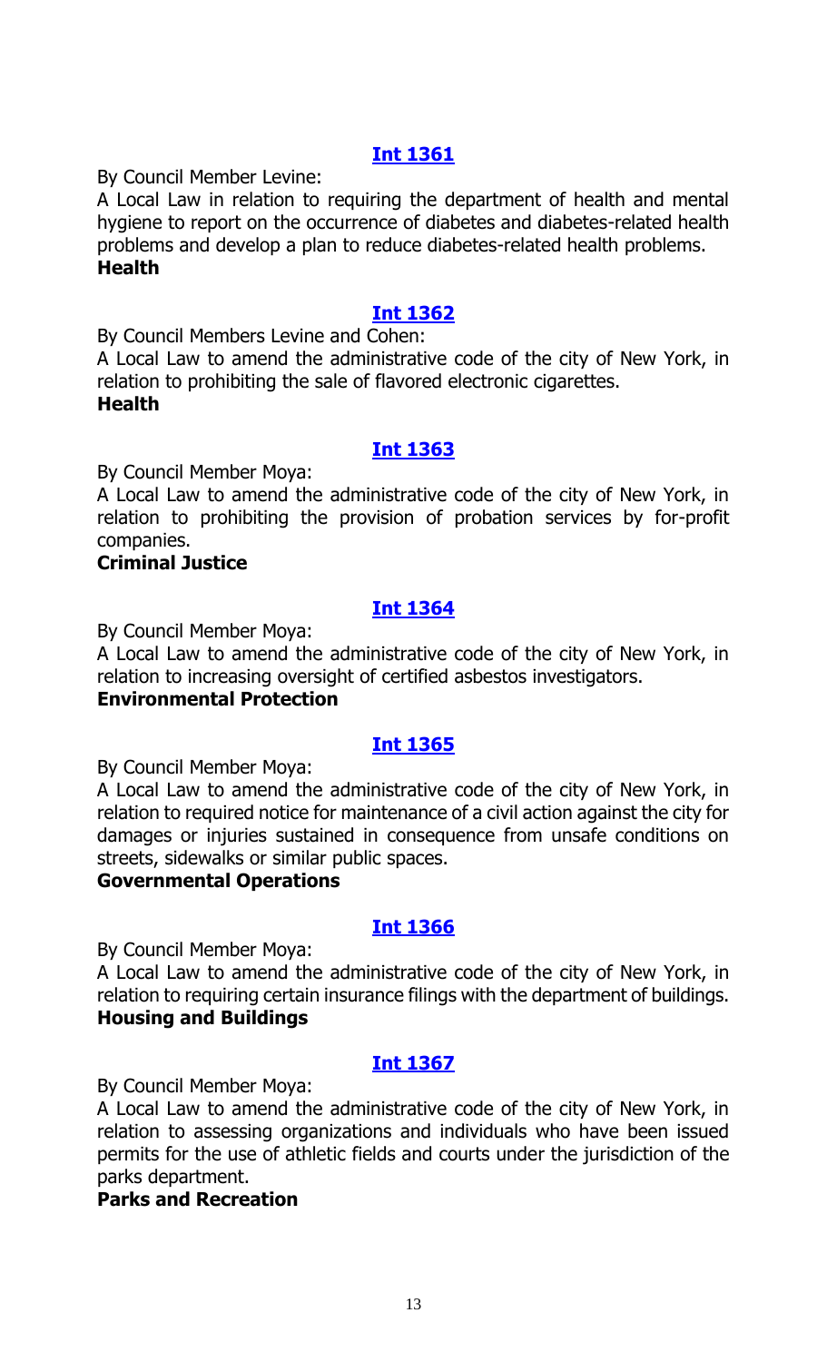### [Int 1361](#)

By Council Member Levine:

A Local Law in relation to requiring the department of health and mental hygiene to report on the occurrence of diabetes and diabetes-related health problems and develop a plan to reduce diabetes-related health problems.

**Health**

### [Int 1362](#)

By Council Members Levine and Cohen:

A Local Law to amend the administrative code of the city of New York, in relation to prohibiting the sale of flavored electronic cigarettes.

**Health**

### [Int 1363](#)

By Council Member Moya:

A Local Law to amend the administrative code of the city of New York, in relation to prohibiting the provision of probation services by for-profit companies.

**Criminal Justice**

### [Int 1364](#)

By Council Member Moya:

A Local Law to amend the administrative code of the city of New York, in relation to increasing oversight of certified asbestos investigators.

**Environmental Protection**

### [Int 1365](#)

By Council Member Moya:

A Local Law to amend the administrative code of the city of New York, in relation to required notice for maintenance of a civil action against the city for damages or injuries sustained in consequence from unsafe conditions on streets, sidewalks or similar public spaces.

**Governmental Operations**

### [Int 1366](#)

By Council Member Moya:

A Local Law to amend the administrative code of the city of New York, in relation to requiring certain insurance filings with the department of buildings.

**Housing and Buildings**

### [Int 1367](#)

By Council Member Moya:

A Local Law to amend the administrative code of the city of New York, in relation to assessing organizations and individuals who have been issued permits for the use of athletic fields and courts under the jurisdiction of the parks department.

**Parks and Recreation**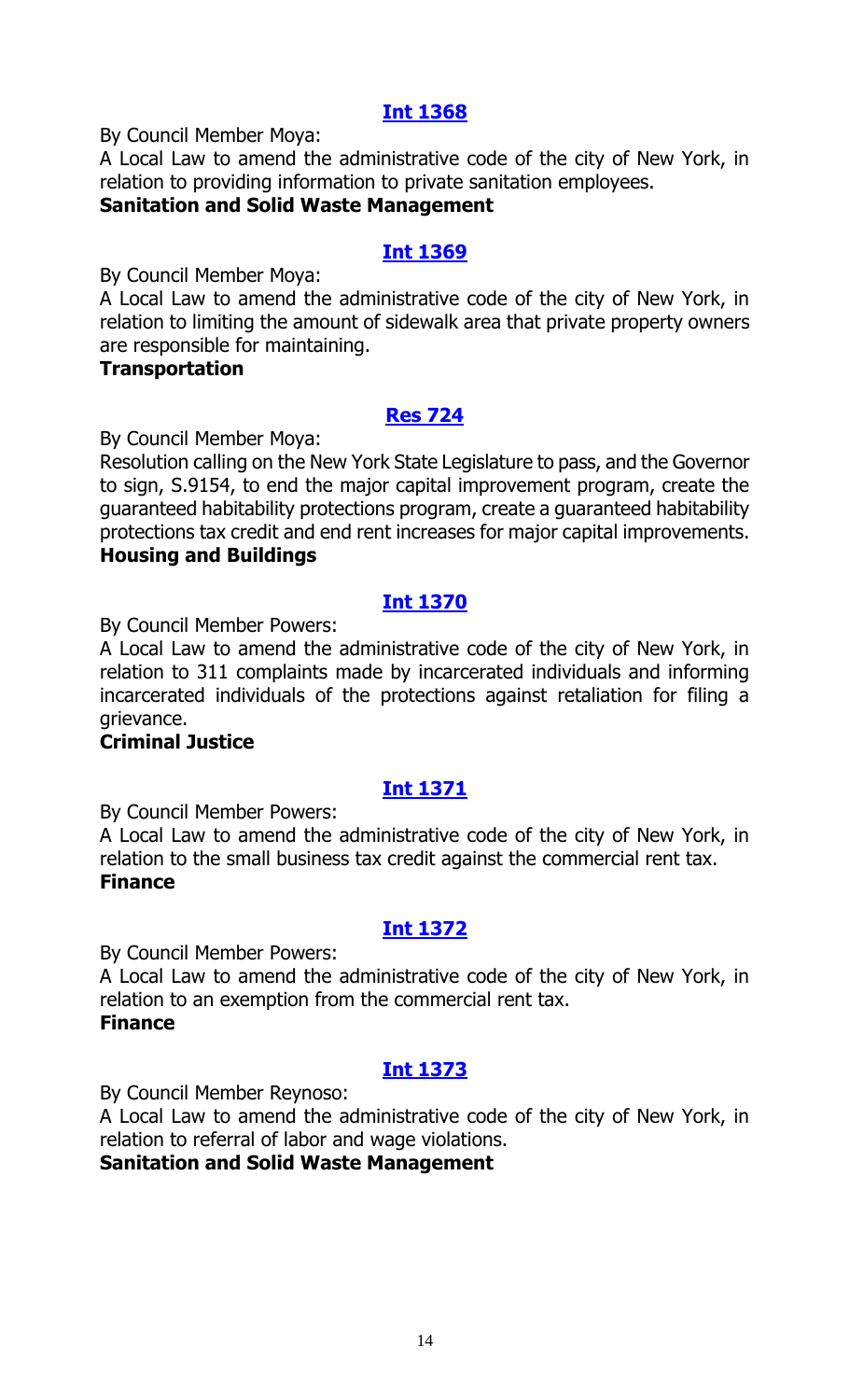### Int 1368

By Council Member Moya:

A Local Law to amend the administrative code of the city of New York, in relation to providing information to private sanitation employees.

**Sanitation and Solid Waste Management**

### Int 1369

By Council Member Moya:

A Local Law to amend the administrative code of the city of New York, in relation to limiting the amount of sidewalk area that private property owners are responsible for maintaining.

**Transportation**

### Res 724

By Council Member Moya:

Resolution calling on the New York State Legislature to pass, and the Governor to sign, S.9154, to end the major capital improvement program, create the guaranteed habitability protections program, create a guaranteed habitability protections tax credit and end rent increases for major capital improvements.

**Housing and Buildings**

### Int 1370

By Council Member Powers:

A Local Law to amend the administrative code of the city of New York, in relation to 311 complaints made by incarcerated individuals and informing incarcerated individuals of the protections against retaliation for filing a grievance.

**Criminal Justice**

### Int 1371

By Council Member Powers:

A Local Law to amend the administrative code of the city of New York, in relation to the small business tax credit against the commercial rent tax.

**Finance**

### Int 1372

By Council Member Powers:

A Local Law to amend the administrative code of the city of New York, in relation to an exemption from the commercial rent tax.

**Finance**

### Int 1373

By Council Member Reynoso:

A Local Law to amend the administrative code of the city of New York, in relation to referral of labor and wage violations.

**Sanitation and Solid Waste Management**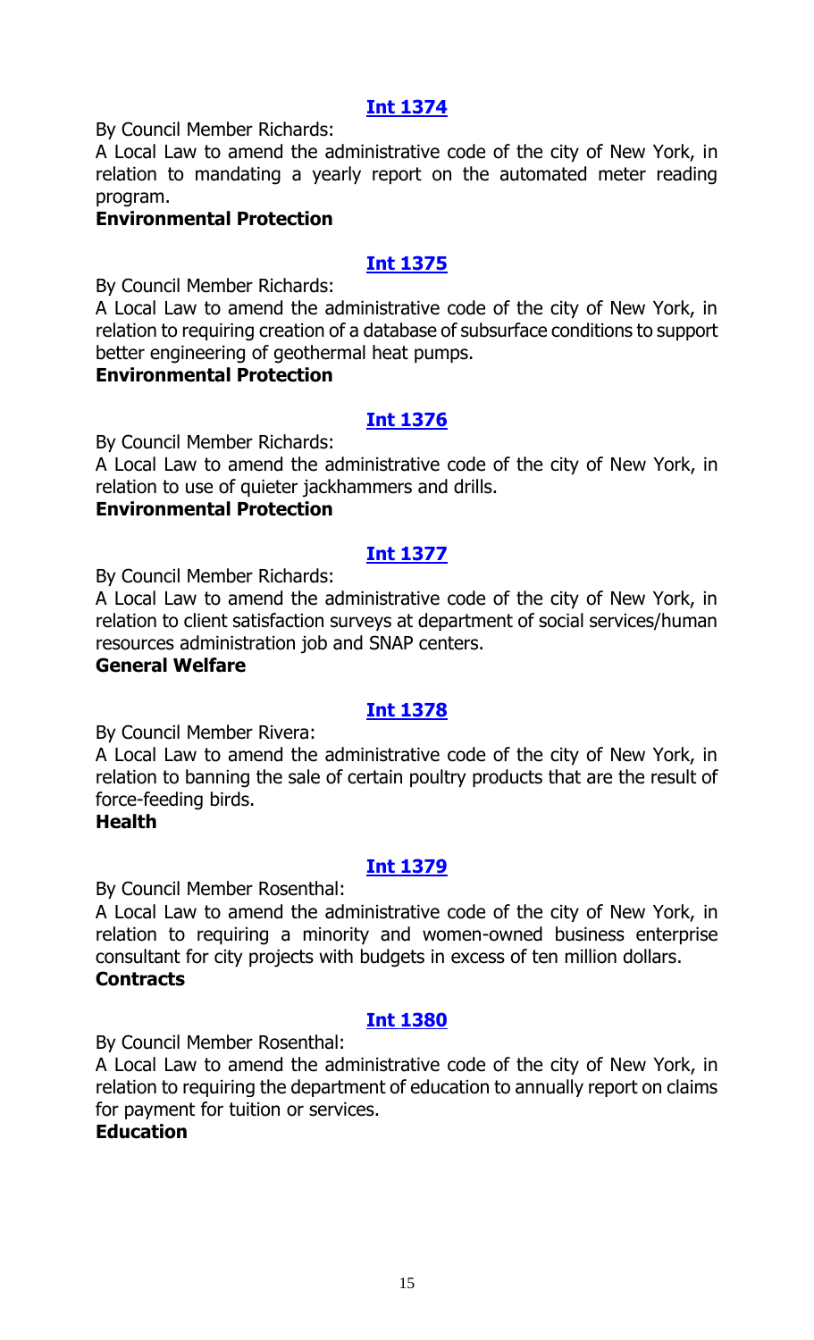### [Int 1374]

By Council Member Richards:

A Local Law to amend the administrative code of the city of New York, in relation to mandating a yearly report on the automated meter reading program.

**Environmental Protection**

### [Int 1375]

By Council Member Richards:

A Local Law to amend the administrative code of the city of New York, in relation to requiring creation of a database of subsurface conditions to support better engineering of geothermal heat pumps.

**Environmental Protection**

### [Int 1376]

By Council Member Richards:

A Local Law to amend the administrative code of the city of New York, in relation to use of quieter jackhammers and drills.

**Environmental Protection**

### [Int 1377]

By Council Member Richards:

A Local Law to amend the administrative code of the city of New York, in relation to client satisfaction surveys at department of social services/human resources administration job and SNAP centers.

**General Welfare**

### [Int 1378]

By Council Member Rivera:

A Local Law to amend the administrative code of the city of New York, in relation to banning the sale of certain poultry products that are the result of force-feeding birds.

**Health**

### [Int 1379]

By Council Member Rosenthal:

A Local Law to amend the administrative code of the city of New York, in relation to requiring a minority and women-owned business enterprise consultant for city projects with budgets in excess of ten million dollars.

**Contracts**

### [Int 1380]

By Council Member Rosenthal:

A Local Law to amend the administrative code of the city of New York, in relation to requiring the department of education to annually report on claims for payment for tuition or services.

**Education**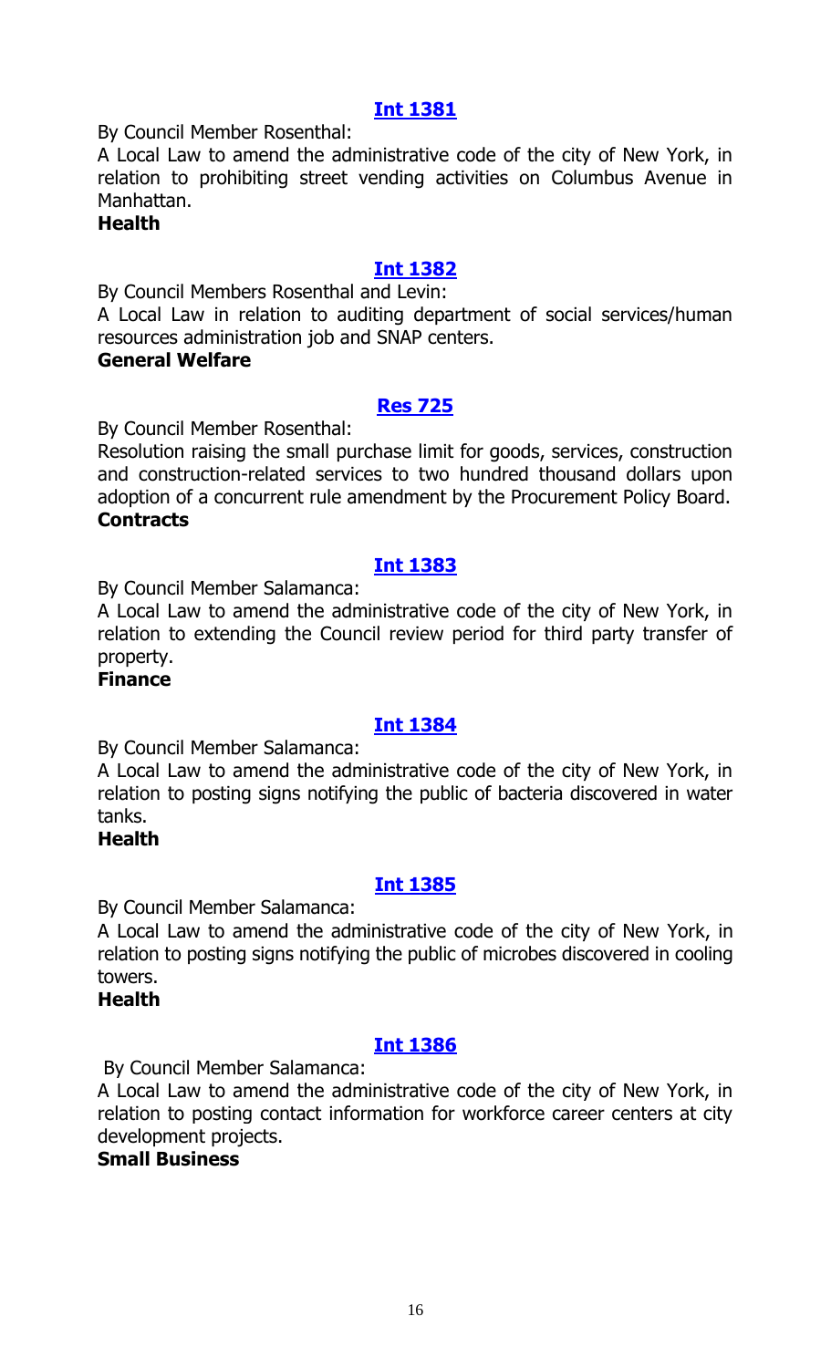### [Int 1381]

By Council Member Rosenthal:

A Local Law to amend the administrative code of the city of New York, in relation to prohibiting street vending activities on Columbus Avenue in Manhattan.

**Health**

### [Int 1382]

By Council Members Rosenthal and Levin:

A Local Law in relation to auditing department of social services/human resources administration job and SNAP centers.

**General Welfare**

### [Res 725]

By Council Member Rosenthal:

Resolution raising the small purchase limit for goods, services, construction and construction-related services to two hundred thousand dollars upon adoption of a concurrent rule amendment by the Procurement Policy Board.

**Contracts**

### [Int 1383]

By Council Member Salamanca:

A Local Law to amend the administrative code of the city of New York, in relation to extending the Council review period for third party transfer of property.

**Finance**

### [Int 1384]

By Council Member Salamanca:

A Local Law to amend the administrative code of the city of New York, in relation to posting signs notifying the public of bacteria discovered in water tanks.

**Health**

### [Int 1385]

By Council Member Salamanca:

A Local Law to amend the administrative code of the city of New York, in relation to posting signs notifying the public of microbes discovered in cooling towers.

**Health**

### [Int 1386]

By Council Member Salamanca:

A Local Law to amend the administrative code of the city of New York, in relation to posting contact information for workforce career centers at city development projects.

**Small Business**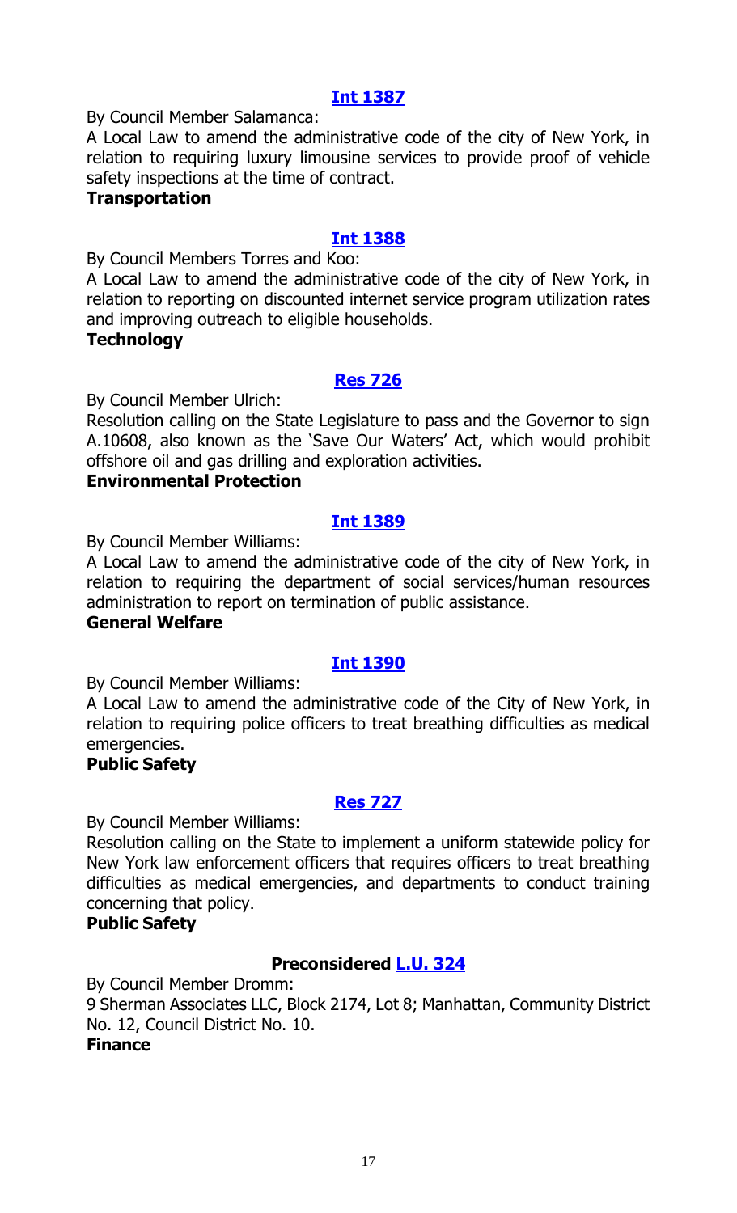**[Int 1387](#)**

By Council Member Salamanca:

A Local Law to amend the administrative code of the city of New York, in relation to requiring luxury limousine services to provide proof of vehicle safety inspections at the time of contract.

**Transportation**

**[Int 1388](#)**

By Council Members Torres and Koo:

A Local Law to amend the administrative code of the city of New York, in relation to reporting on discounted internet service program utilization rates and improving outreach to eligible households.

**Technology**

**[Res 726](#)**

By Council Member Ulrich:

Resolution calling on the State Legislature to pass and the Governor to sign A.10608, also known as the 'Save Our Waters' Act, which would prohibit offshore oil and gas drilling and exploration activities.

**Environmental Protection**

**[Int 1389](#)**

By Council Member Williams:

A Local Law to amend the administrative code of the city of New York, in relation to requiring the department of social services/human resources administration to report on termination of public assistance.

**General Welfare**

**[Int 1390](#)**

By Council Member Williams:

A Local Law to amend the administrative code of the City of New York, in relation to requiring police officers to treat breathing difficulties as medical emergencies.

**Public Safety**

**[Res 727](#)**

By Council Member Williams:

Resolution calling on the State to implement a uniform statewide policy for New York law enforcement officers that requires officers to treat breathing difficulties as medical emergencies, and departments to conduct training concerning that policy.

**Public Safety**

**Preconsidered [L.U. 324](#)**

By Council Member Dromm:

9 Sherman Associates LLC, Block 2174, Lot 8; Manhattan, Community District No. 12, Council District No. 10.

**Finance**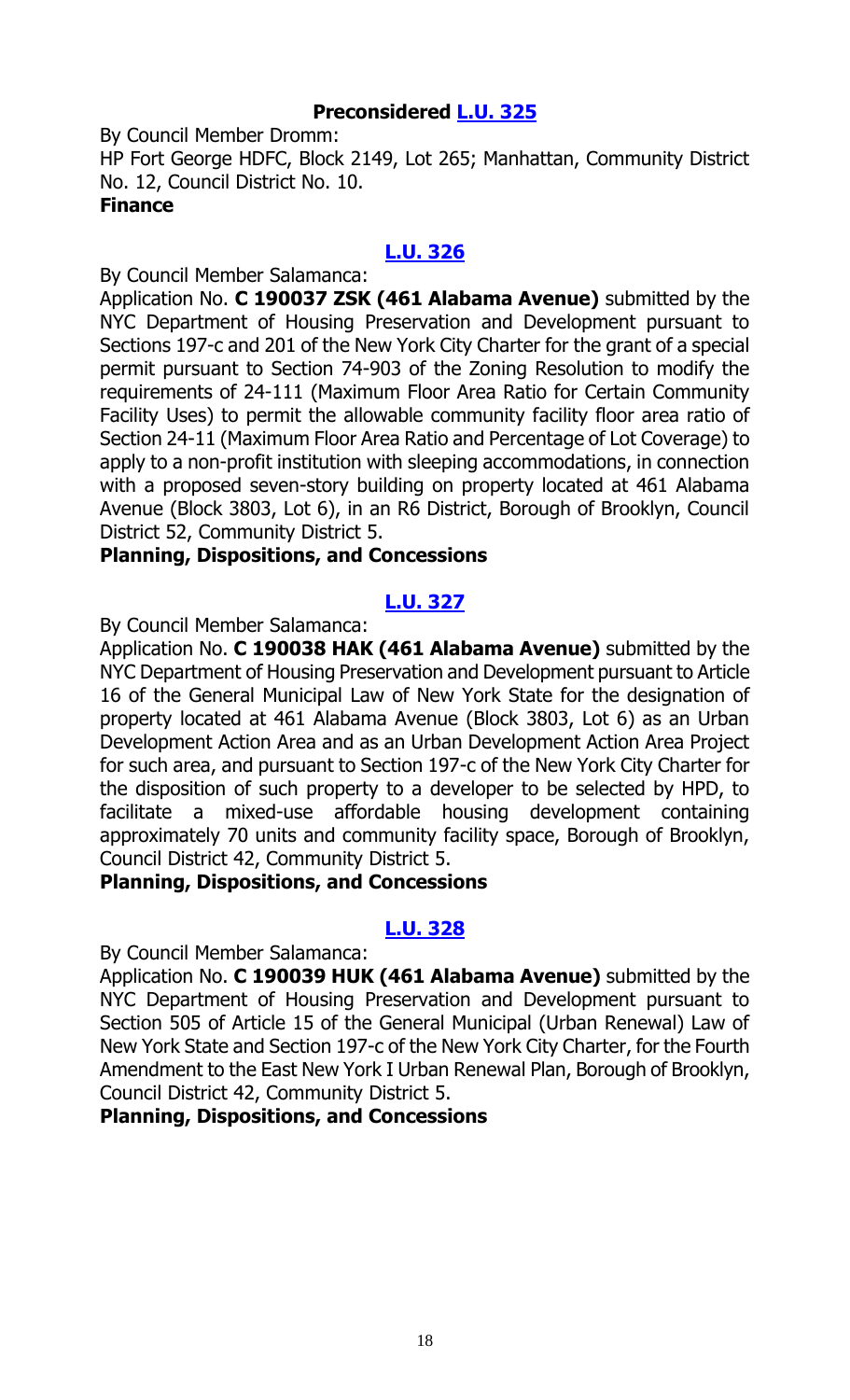**Preconsidered L.U. 325**

By Council Member Dromm:

HP Fort George HDFC, Block 2149, Lot 265; Manhattan, Community District No. 12, Council District No. 10.

**Finance**

**L.U. 326**

By Council Member Salamanca:

Application No. **C 190037 ZSK (461 Alabama Avenue)** submitted by the NYC Department of Housing Preservation and Development pursuant to Sections 197-c and 201 of the New York City Charter for the grant of a special permit pursuant to Section 74-903 of the Zoning Resolution to modify the requirements of 24-111 (Maximum Floor Area Ratio for Certain Community Facility Uses) to permit the allowable community facility floor area ratio of Section 24-11 (Maximum Floor Area Ratio and Percentage of Lot Coverage) to apply to a non-profit institution with sleeping accommodations, in connection with a proposed seven-story building on property located at 461 Alabama Avenue (Block 3803, Lot 6), in an R6 District, Borough of Brooklyn, Council District 52, Community District 5.

**Planning, Dispositions, and Concessions**

**L.U. 327**

By Council Member Salamanca:

Application No. **C 190038 HAK (461 Alabama Avenue)** submitted by the NYC Department of Housing Preservation and Development pursuant to Article 16 of the General Municipal Law of New York State for the designation of property located at 461 Alabama Avenue (Block 3803, Lot 6) as an Urban Development Action Area and as an Urban Development Action Area Project for such area, and pursuant to Section 197-c of the New York City Charter for the disposition of such property to a developer to be selected by HPD, to facilitate a mixed-use affordable housing development containing approximately 70 units and community facility space, Borough of Brooklyn, Council District 42, Community District 5.

**Planning, Dispositions, and Concessions**

**L.U. 328**

By Council Member Salamanca:

Application No. **C 190039 HUK (461 Alabama Avenue)** submitted by the NYC Department of Housing Preservation and Development pursuant to Section 505 of Article 15 of the General Municipal (Urban Renewal) Law of New York State and Section 197-c of the New York City Charter, for the Fourth Amendment to the East New York I Urban Renewal Plan, Borough of Brooklyn, Council District 42, Community District 5.

**Planning, Dispositions, and Concessions**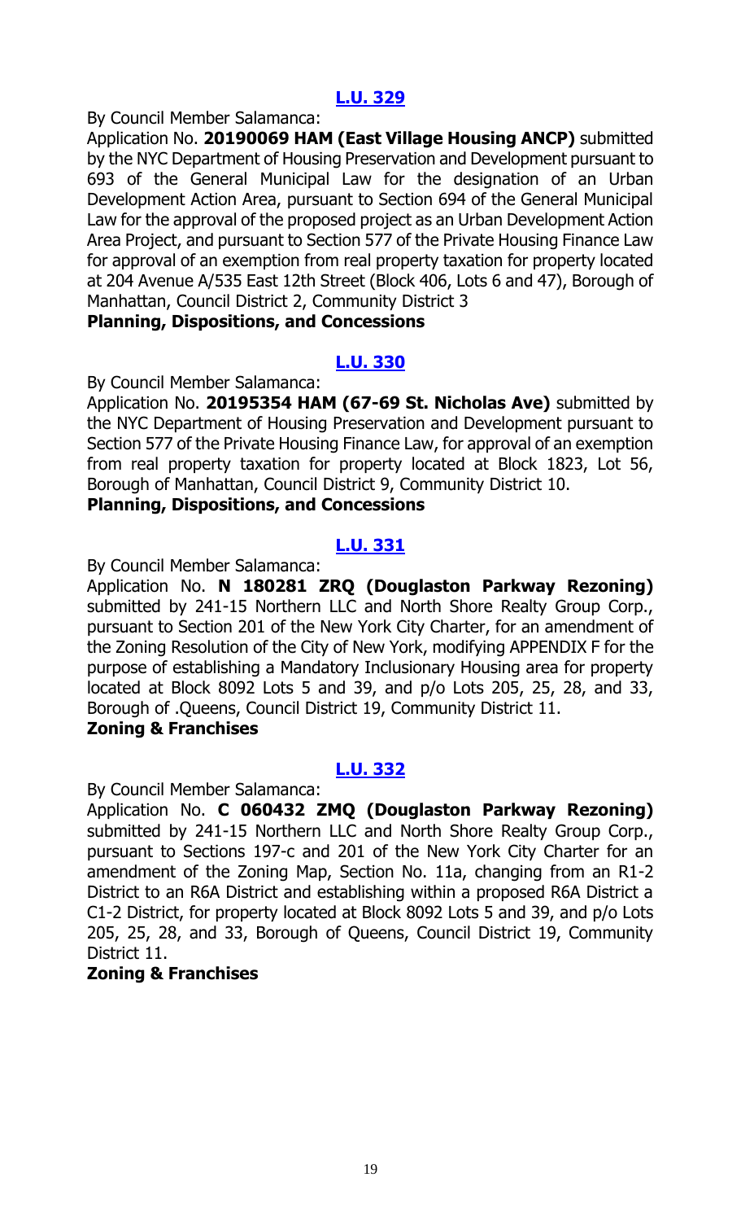### L.U. 329

By Council Member Salamanca:

Application No. **20190069 HAM (East Village Housing ANCP)** submitted by the NYC Department of Housing Preservation and Development pursuant to 693 of the General Municipal Law for the designation of an Urban Development Action Area, pursuant to Section 694 of the General Municipal Law for the approval of the proposed project as an Urban Development Action Area Project, and pursuant to Section 577 of the Private Housing Finance Law for approval of an exemption from real property taxation for property located at 204 Avenue A/535 East 12th Street (Block 406, Lots 6 and 47), Borough of Manhattan, Council District 2, Community District 3

**Planning, Dispositions, and Concessions**

### L.U. 330

By Council Member Salamanca:

Application No. **20195354 HAM (67-69 St. Nicholas Ave)** submitted by the NYC Department of Housing Preservation and Development pursuant to Section 577 of the Private Housing Finance Law, for approval of an exemption from real property taxation for property located at Block 1823, Lot 56, Borough of Manhattan, Council District 9, Community District 10.

**Planning, Dispositions, and Concessions**

### L.U. 331

By Council Member Salamanca:

Application No. **N 180281 ZRQ (Douglaston Parkway Rezoning)** submitted by 241-15 Northern LLC and North Shore Realty Group Corp., pursuant to Section 201 of the New York City Charter, for an amendment of the Zoning Resolution of the City of New York, modifying APPENDIX F for the purpose of establishing a Mandatory Inclusionary Housing area for property located at Block 8092 Lots 5 and 39, and p/o Lots 205, 25, 28, and 33, Borough of .Queens, Council District 19, Community District 11.

**Zoning & Franchises**

### L.U. 332

By Council Member Salamanca:

Application No. **C 060432 ZMQ (Douglaston Parkway Rezoning)** submitted by 241-15 Northern LLC and North Shore Realty Group Corp., pursuant to Sections 197-c and 201 of the New York City Charter for an amendment of the Zoning Map, Section No. 11a, changing from an R1-2 District to an R6A District and establishing within a proposed R6A District a C1-2 District, for property located at Block 8092 Lots 5 and 39, and p/o Lots 205, 25, 28, and 33, Borough of Queens, Council District 19, Community District 11.

**Zoning & Franchises**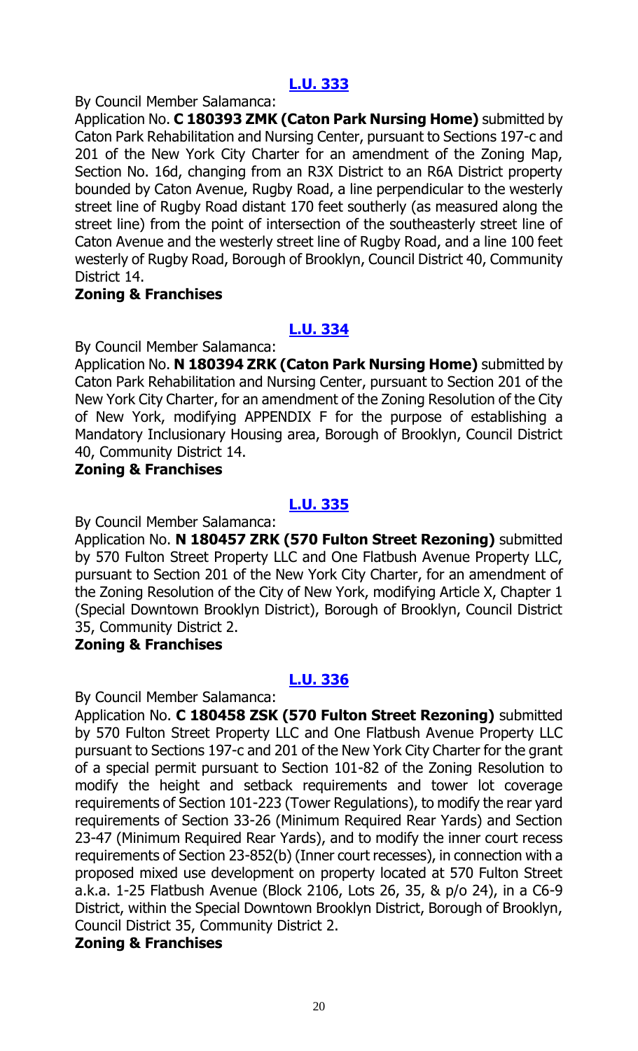## [L.U. 333](#)

By Council Member Salamanca:

Application No. **C 180393 ZMK (Caton Park Nursing Home)** submitted by Caton Park Rehabilitation and Nursing Center, pursuant to Sections 197-c and 201 of the New York City Charter for an amendment of the Zoning Map, Section No. 16d, changing from an R3X District to an R6A District property bounded by Caton Avenue, Rugby Road, a line perpendicular to the westerly street line of Rugby Road distant 170 feet southerly (as measured along the street line) from the point of intersection of the southeasterly street line of Caton Avenue and the westerly street line of Rugby Road, and a line 100 feet westerly of Rugby Road, Borough of Brooklyn, Council District 40, Community District 14.

**Zoning & Franchises**

## [L.U. 334](#)

By Council Member Salamanca:

Application No. **N 180394 ZRK (Caton Park Nursing Home)** submitted by Caton Park Rehabilitation and Nursing Center, pursuant to Section 201 of the New York City Charter, for an amendment of the Zoning Resolution of the City of New York, modifying APPENDIX F for the purpose of establishing a Mandatory Inclusionary Housing area, Borough of Brooklyn, Council District 40, Community District 14.

**Zoning & Franchises**

## [L.U. 335](#)

By Council Member Salamanca:

Application No. **N 180457 ZRK (570 Fulton Street Rezoning)** submitted by 570 Fulton Street Property LLC and One Flatbush Avenue Property LLC, pursuant to Section 201 of the New York City Charter, for an amendment of the Zoning Resolution of the City of New York, modifying Article X, Chapter 1 (Special Downtown Brooklyn District), Borough of Brooklyn, Council District 35, Community District 2.

**Zoning & Franchises**

## [L.U. 336](#)

By Council Member Salamanca:

Application No. **C 180458 ZSK (570 Fulton Street Rezoning)** submitted by 570 Fulton Street Property LLC and One Flatbush Avenue Property LLC pursuant to Sections 197-c and 201 of the New York City Charter for the grant of a special permit pursuant to Section 101-82 of the Zoning Resolution to modify the height and setback requirements and tower lot coverage requirements of Section 101-223 (Tower Regulations), to modify the rear yard requirements of Section 33-26 (Minimum Required Rear Yards) and Section 23-47 (Minimum Required Rear Yards), and to modify the inner court recess requirements of Section 23-852(b) (Inner court recesses), in connection with a proposed mixed use development on property located at 570 Fulton Street a.k.a. 1-25 Flatbush Avenue (Block 2106, Lots 26, 35, & p/o 24), in a C6-9 District, within the Special Downtown Brooklyn District, Borough of Brooklyn, Council District 35, Community District 2.

**Zoning & Franchises**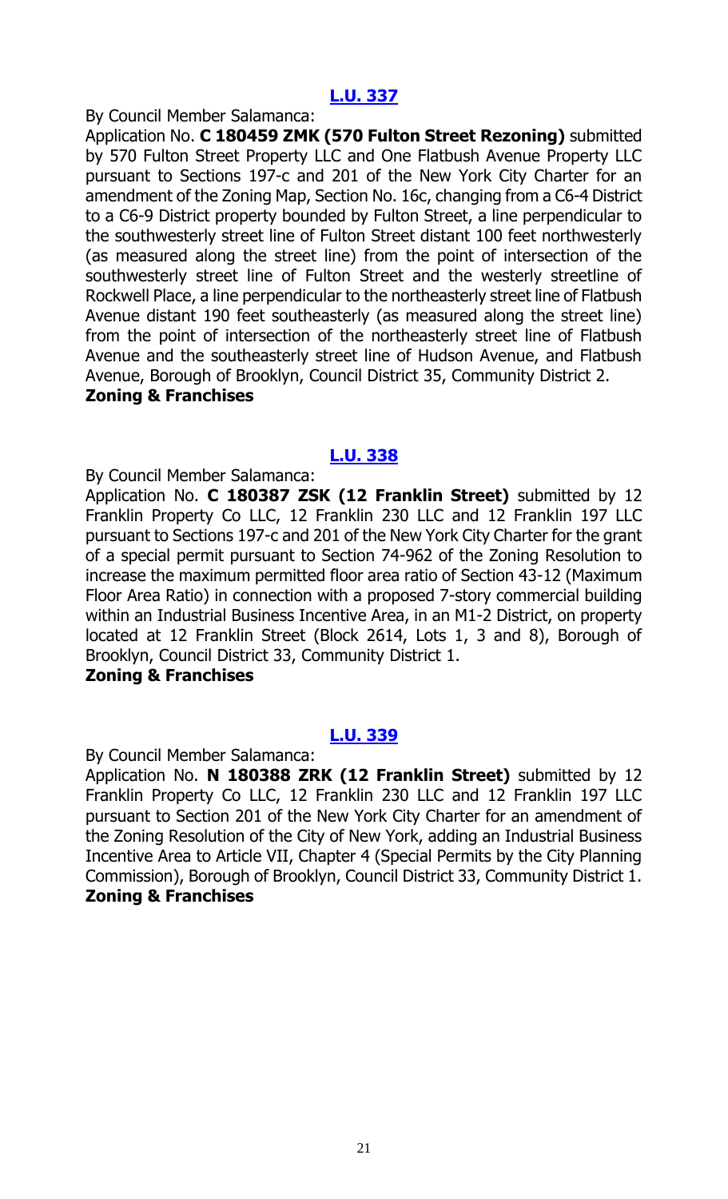## [L.U. 337](#)

By Council Member Salamanca:

Application No. **C 180459 ZMK (570 Fulton Street Rezoning)** submitted by 570 Fulton Street Property LLC and One Flatbush Avenue Property LLC pursuant to Sections 197-c and 201 of the New York City Charter for an amendment of the Zoning Map, Section No. 16c, changing from a C6-4 District to a C6-9 District property bounded by Fulton Street, a line perpendicular to the southwesterly street line of Fulton Street distant 100 feet northwesterly (as measured along the street line) from the point of intersection of the southwesterly street line of Fulton Street and the westerly streetline of Rockwell Place, a line perpendicular to the northeasterly street line of Flatbush Avenue distant 190 feet southeasterly (as measured along the street line) from the point of intersection of the northeasterly street line of Flatbush Avenue and the southeasterly street line of Hudson Avenue, and Flatbush Avenue, Borough of Brooklyn, Council District 35, Community District 2.

**Zoning & Franchises**

## [L.U. 338](#)

By Council Member Salamanca:

Application No. **C 180387 ZSK (12 Franklin Street)** submitted by 12 Franklin Property Co LLC, 12 Franklin 230 LLC and 12 Franklin 197 LLC pursuant to Sections 197-c and 201 of the New York City Charter for the grant of a special permit pursuant to Section 74-962 of the Zoning Resolution to increase the maximum permitted floor area ratio of Section 43-12 (Maximum Floor Area Ratio) in connection with a proposed 7-story commercial building within an Industrial Business Incentive Area, in an M1-2 District, on property located at 12 Franklin Street (Block 2614, Lots 1, 3 and 8), Borough of Brooklyn, Council District 33, Community District 1.

**Zoning & Franchises**

## [L.U. 339](#)

By Council Member Salamanca:

Application No. **N 180388 ZRK (12 Franklin Street)** submitted by 12 Franklin Property Co LLC, 12 Franklin 230 LLC and 12 Franklin 197 LLC pursuant to Section 201 of the New York City Charter for an amendment of the Zoning Resolution of the City of New York, adding an Industrial Business Incentive Area to Article VII, Chapter 4 (Special Permits by the City Planning Commission), Borough of Brooklyn, Council District 33, Community District 1.

**Zoning & Franchises**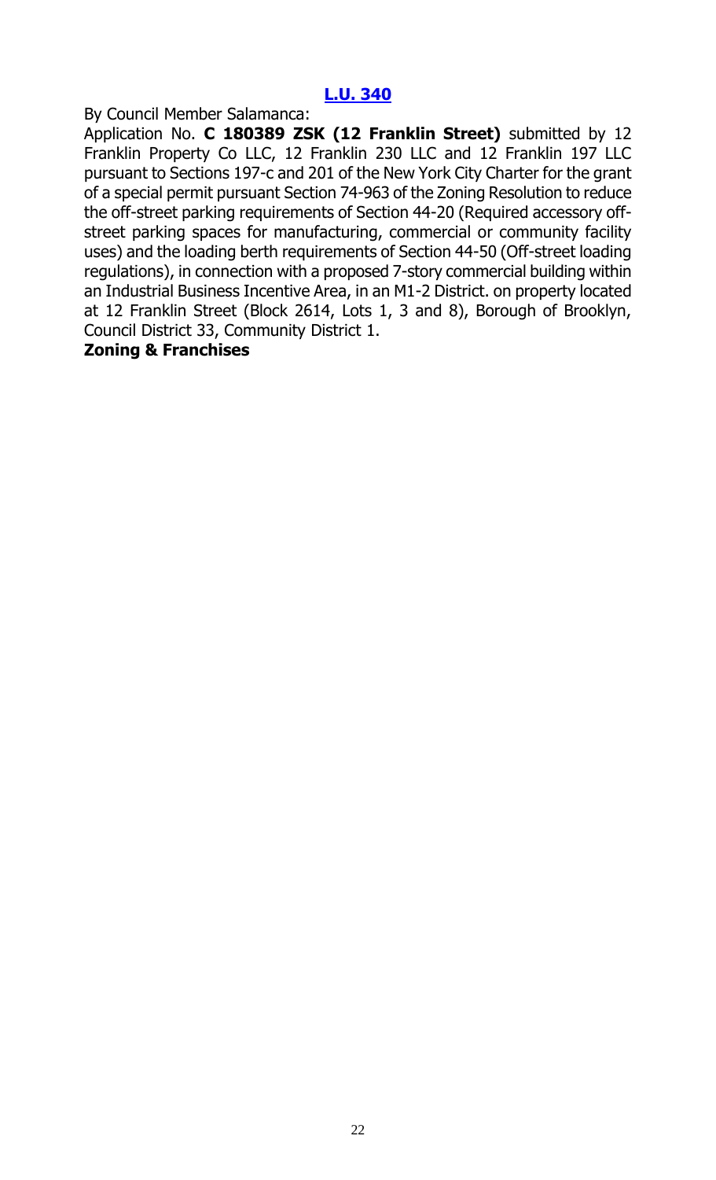## L.U. 340

By Council Member Salamanca:

Application No. **C 180389 ZSK (12 Franklin Street)** submitted by 12 Franklin Property Co LLC, 12 Franklin 230 LLC and 12 Franklin 197 LLC pursuant to Sections 197-c and 201 of the New York City Charter for the grant of a special permit pursuant Section 74-963 of the Zoning Resolution to reduce the off-street parking requirements of Section 44-20 (Required accessory off-street parking spaces for manufacturing, commercial or community facility uses) and the loading berth requirements of Section 44-50 (Off-street loading regulations), in connection with a proposed 7-story commercial building within an Industrial Business Incentive Area, in an M1-2 District. on property located at 12 Franklin Street (Block 2614, Lots 1, 3 and 8), Borough of Brooklyn, Council District 33, Community District 1.

**Zoning & Franchises**